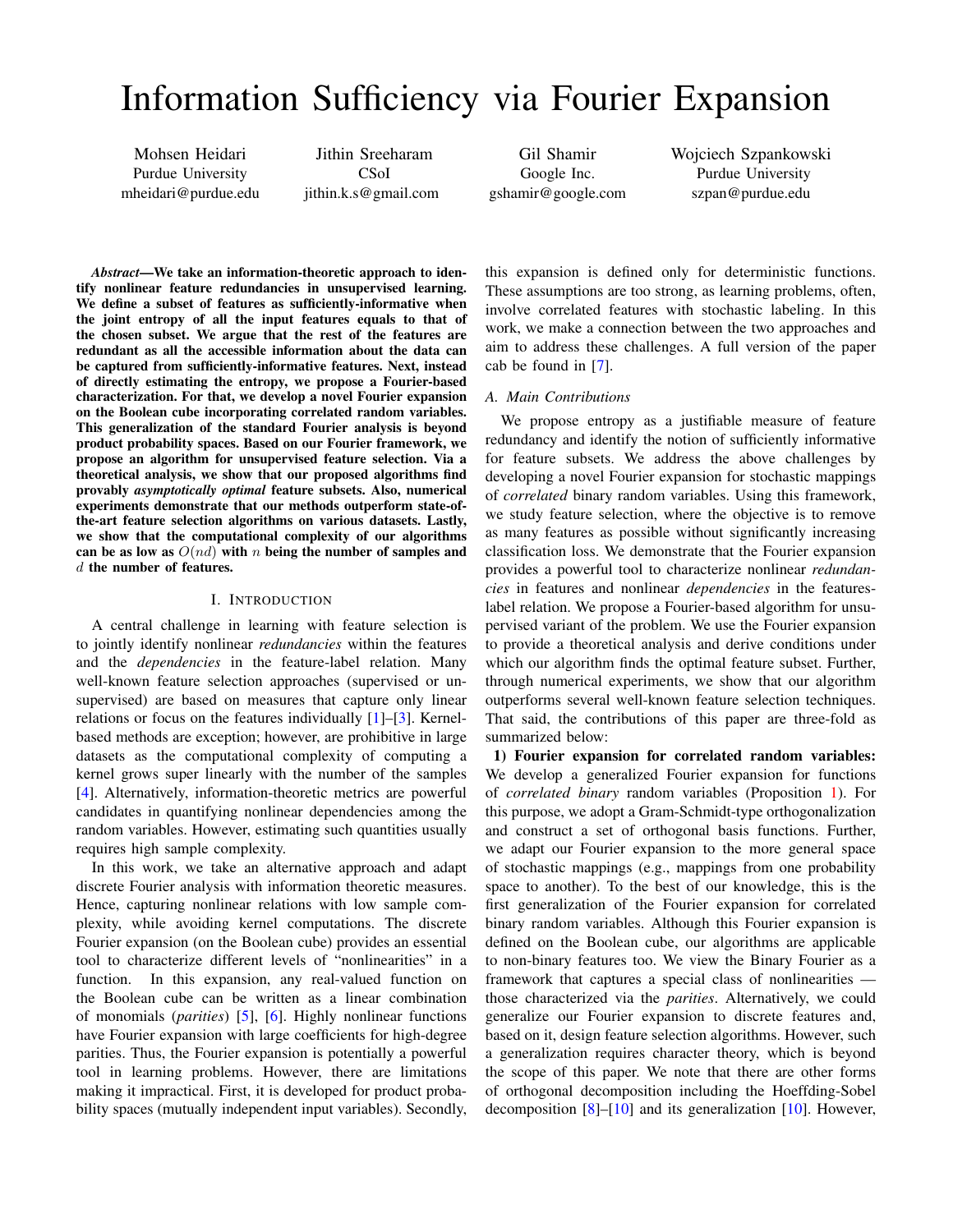# Information Sufficiency via Fourier Expansion

Mohsen Heidari
Purdue University
mheidari@purdue.edu

Jithin Sreeharam
CSoI
jithin.k.s@gmail.com

Gil Shamir
Google Inc.
gshamir@google.com

Wojciech Szpankowski
Purdue University
szpan@purdue.edu

***Abstract*—We take an information-theoretic approach to identify nonlinear feature redundancies in unsupervised learning. We define a subset of features as sufficiently-informative when the joint entropy of all the input features equals to that of the chosen subset. We argue that the rest of the features are redundant as all the accessible information about the data can be captured from sufficiently-informative features. Next, instead of directly estimating the entropy, we propose a Fourier-based characterization. For that, we develop a novel Fourier expansion on the Boolean cube incorporating correlated random variables. This generalization of the standard Fourier analysis is beyond product probability spaces. Based on our Fourier framework, we propose an algorithm for unsupervised feature selection. Via a theoretical analysis, we show that our proposed algorithms find provably *asymptotically optimal* feature subsets. Also, numerical experiments demonstrate that our methods outperform state-of-the-art feature selection algorithms on various datasets. Lastly, we show that the computational complexity of our algorithms can be as low as $O(nd)$ with $n$ being the number of samples and $d$ the number of features.**

## I. Introduction

A central challenge in learning with feature selection is to jointly identify nonlinear *redundancies* within the features and the *dependencies* in the feature-label relation. Many well-known feature selection approaches (supervised or unsupervised) are based on measures that capture only linear relations or focus on the features individually [1]–[3]. Kernel-based methods are exception; however, are prohibitive in large datasets as the computational complexity of computing a kernel grows super linearly with the number of the samples [4]. Alternatively, information-theoretic metrics are powerful candidates in quantifying nonlinear dependencies among the random variables. However, estimating such quantities usually requires high sample complexity.

In this work, we take an alternative approach and adapt discrete Fourier analysis with information theoretic measures. Hence, capturing nonlinear relations with low sample complexity, while avoiding kernel computations. The discrete Fourier expansion (on the Boolean cube) provides an essential tool to characterize different levels of "nonlinearities" in a function. In this expansion, any real-valued function on the Boolean cube can be written as a linear combination of monomials (*parities*) [5], [6]. Highly nonlinear functions have Fourier expansion with large coefficients for high-degree parities. Thus, the Fourier expansion is potentially a powerful tool in learning problems. However, there are limitations making it impractical. First, it is developed for product probability spaces (mutually independent input variables). Secondly, this expansion is defined only for deterministic functions. These assumptions are too strong, as learning problems, often, involve correlated features with stochastic labeling. In this work, we make a connection between the two approaches and aim to address these challenges. A full version of the paper cab be found in [7].

### A. Main Contributions

We propose entropy as a justifiable measure of feature redundancy and identify the notion of sufficiently informative for feature subsets. We address the above challenges by developing a novel Fourier expansion for stochastic mappings of *correlated* binary random variables. Using this framework, we study feature selection, where the objective is to remove as many features as possible without significantly increasing classification loss. We demonstrate that the Fourier expansion provides a powerful tool to characterize nonlinear *redundancies* in features and nonlinear *dependencies* in the features-label relation. We propose a Fourier-based algorithm for unsupervised variant of the problem. We use the Fourier expansion to provide a theoretical analysis and derive conditions under which our algorithm finds the optimal feature subset. Further, through numerical experiments, we show that our algorithm outperforms several well-known feature selection techniques. That said, the contributions of this paper are three-fold as summarized below:

**1) Fourier expansion for correlated random variables:** We develop a generalized Fourier expansion for functions of *correlated binary* random variables (Proposition 1). For this purpose, we adopt a Gram-Schmidt-type orthogonalization and construct a set of orthogonal basis functions. Further, we adapt our Fourier expansion to the more general space of stochastic mappings (e.g., mappings from one probability space to another). To the best of our knowledge, this is the first generalization of the Fourier expansion for correlated binary random variables. Although this Fourier expansion is defined on the Boolean cube, our algorithms are applicable to non-binary features too. We view the Binary Fourier as a framework that captures a special class of nonlinearities — those characterized via the *parities*. Alternatively, we could generalize our Fourier expansion to discrete features and, based on it, design feature selection algorithms. However, such a generalization requires character theory, which is beyond the scope of this paper. We note that there are other forms of orthogonal decomposition including the Hoeffding-Sobel decomposition [8]–[10] and its generalization [10]. However,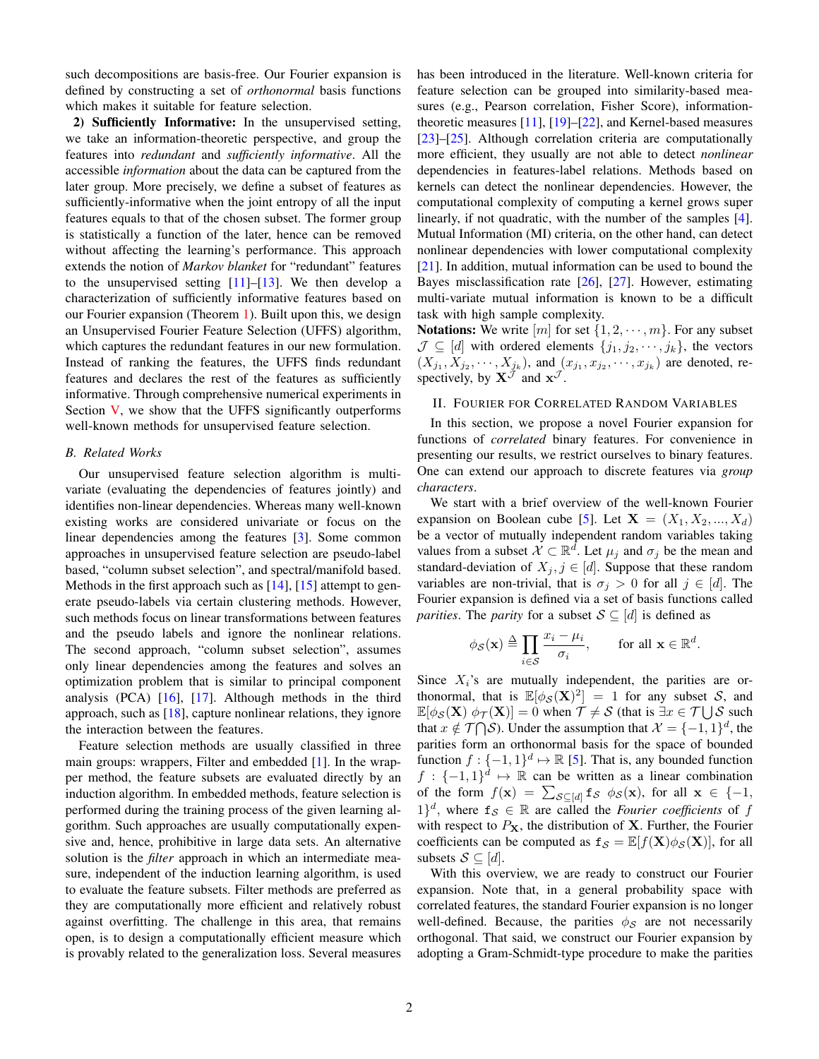such decompositions are basis-free. Our Fourier expansion is defined by constructing a set of *orthonormal* basis functions which makes it suitable for feature selection.

**2) Sufficiently Informative:** In the unsupervised setting, we take an information-theoretic perspective, and group the features into *redundant* and *sufficiently informative*. All the accessible *information* about the data can be captured from the later group. More precisely, we define a subset of features as sufficiently-informative when the joint entropy of all the input features equals to that of the chosen subset. The former group is statistically a function of the later, hence can be removed without affecting the learning's performance. This approach extends the notion of *Markov blanket* for "redundant" features to the unsupervised setting [11]–[13]. We then develop a characterization of sufficiently informative features based on our Fourier expansion (Theorem 1). Built upon this, we design an Unsupervised Fourier Feature Selection (UFFS) algorithm, which captures the redundant features in our new formulation. Instead of ranking the features, the UFFS finds redundant features and declares the rest of the features as sufficiently informative. Through comprehensive numerical experiments in Section V, we show that the UFFS significantly outperforms well-known methods for unsupervised feature selection.

### B. Related Works

Our unsupervised feature selection algorithm is multi-variate (evaluating the dependencies of features jointly) and identifies non-linear dependencies. Whereas many well-known existing works are considered univariate or focus on the linear dependencies among the features [3]. Some common approaches in unsupervised feature selection are pseudo-label based, "column subset selection", and spectral/manifold based. Methods in the first approach such as [14], [15] attempt to generate pseudo-labels via certain clustering methods. However, such methods focus on linear transformations between features and the pseudo labels and ignore the nonlinear relations. The second approach, "column subset selection", assumes only linear dependencies among the features and solves an optimization problem that is similar to principal component analysis (PCA) [16], [17]. Although methods in the third approach, such as [18], capture nonlinear relations, they ignore the interaction between the features.

Feature selection methods are usually classified in three main groups: wrappers, Filter and embedded [1]. In the wrapper method, the feature subsets are evaluated directly by an induction algorithm. In embedded methods, feature selection is performed during the training process of the given learning algorithm. Such approaches are usually computationally expensive and, hence, prohibitive in large data sets. An alternative solution is the *filter* approach in which an intermediate measure, independent of the induction learning algorithm, is used to evaluate the feature subsets. Filter methods are preferred as they are computationally more efficient and relatively robust against overfitting. The challenge in this area, that remains open, is to design a computationally efficient measure which is provably related to the generalization loss. Several measures has been introduced in the literature. Well-known criteria for feature selection can be grouped into similarity-based measures (e.g., Pearson correlation, Fisher Score), information-theoretic measures [11], [19]–[22], and Kernel-based measures [23]–[25]. Although correlation criteria are computationally more efficient, they usually are not able to detect *nonlinear* dependencies in features-label relations. Methods based on kernels can detect the nonlinear dependencies. However, the computational complexity of computing a kernel grows super linearly, if not quadratic, with the number of the samples [4]. Mutual Information (MI) criteria, on the other hand, can detect nonlinear dependencies with lower computational complexity [21]. In addition, mutual information can be used to bound the Bayes misclassification rate [26], [27]. However, estimating multi-variate mutual information is known to be a difficult task with high sample complexity.

**Notations:** We write $[m]$ for set $\{1, 2, \cdots, m\}$. For any subset $\mathcal{J} \subseteq [d]$ with ordered elements $\{j_1, j_2, \cdots, j_k\}$, the vectors $(X_{j_1}, X_{j_2}, \cdots, X_{j_k})$, and $(x_{j_1}, x_{j_2}, \cdots, x_{j_k})$ are denoted, respectively, by $\mathbf{X}^{\mathcal{J}}$ and $\mathbf{x}^{\mathcal{J}}$.

## II. Fourier for Correlated Random Variables

In this section, we propose a novel Fourier expansion for functions of *correlated* binary features. For convenience in presenting our results, we restrict ourselves to binary features. One can extend our approach to discrete features via *group characters*.

We start with a brief overview of the well-known Fourier expansion on Boolean cube [5]. Let $\mathbf{X} = (X_1, X_2, ..., X_d)$ be a vector of mutually independent random variables taking values from a subset $\mathcal{X} \subset \mathbb{R}^d$. Let $\mu_j$ and $\sigma_j$ be the mean and standard-deviation of $X_j, j \in [d]$. Suppose that these random variables are non-trivial, that is $\sigma_j > 0$ for all $j \in [d]$. The Fourier expansion is defined via a set of basis functions called *parities*. The *parity* for a subset $\mathcal{S} \subseteq [d]$ is defined as

$$\phi_{\mathcal{S}}(\mathbf{x}) \triangleq \prod_{i \in \mathcal{S}} \frac{x_i - \mu_i}{\sigma_i}, \qquad \text{for all } \mathbf{x} \in \mathbb{R}^d.$$

Since $X_i$'s are mutually independent, the parities are orthonormal, that is $\mathbb{E}[\phi_{\mathcal{S}}(\mathbf{X})^2] = 1$ for any subset $\mathcal{S}$, and $\mathbb{E}[\phi_{\mathcal{S}}(\mathbf{X}) \ \phi_{\mathcal{T}}(\mathbf{X})] = 0$ when $\mathcal{T} \neq \mathcal{S}$ (that is $\exists x \in \mathcal{T} \bigcup \mathcal{S}$ such that $x \notin \mathcal{T} \bigcap \mathcal{S}$). Under the assumption that $\mathcal{X} = \{-1, 1\}^d$, the parities form an orthonormal basis for the space of bounded function $f : \{-1, 1\}^d \mapsto \mathbb{R}$ [5]. That is, any bounded function $f : \{-1, 1\}^d \mapsto \mathbb{R}$ can be written as a linear combination of the form $f(\mathbf{x}) = \sum_{\mathcal{S} \subseteq [d]} \mathtt{f}_{\mathcal{S}} \ \phi_{\mathcal{S}}(\mathbf{x})$, for all $\mathbf{x} \in \{-1, 1\}^d$, where $\mathtt{f}_{\mathcal{S}} \in \mathbb{R}$ are called the *Fourier coefficients* of $f$ with respect to $P_{\mathbf{X}}$, the distribution of $\mathbf{X}$. Further, the Fourier coefficients can be computed as $\mathtt{f}_{\mathcal{S}} = \mathbb{E}[f(\mathbf{X})\phi_{\mathcal{S}}(\mathbf{X})]$, for all subsets $\mathcal{S} \subseteq [d]$.

With this overview, we are ready to construct our Fourier expansion. Note that, in a general probability space with correlated features, the standard Fourier expansion is no longer well-defined. Because, the parities $\phi_{\mathcal{S}}$ are not necessarily orthogonal. That said, we construct our Fourier expansion by adopting a Gram-Schmidt-type procedure to make the parities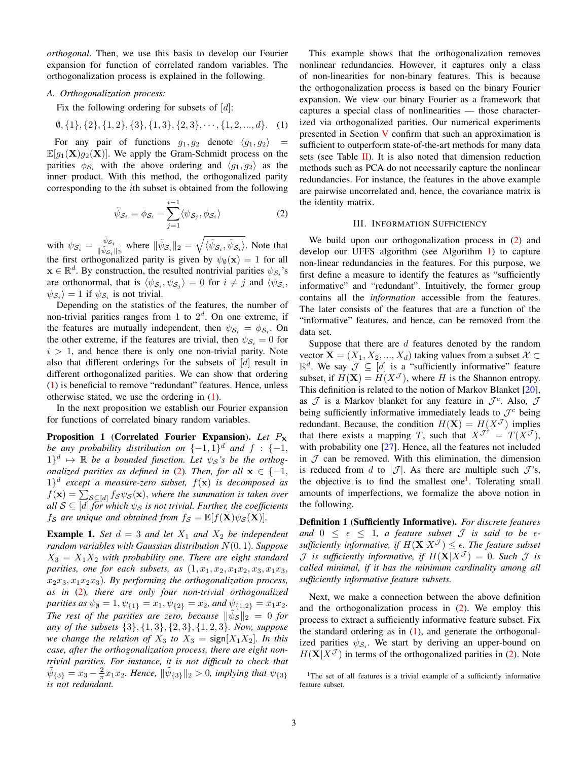*orthogonal*. Then, we use this basis to develop our Fourier expansion for function of correlated random variables. The orthogonalization process is explained in the following.

### A. Orthogonalization process:

Fix the following ordering for subsets of $[d]$:

$$\emptyset, \{1\}, \{2\}, \{1,2\}, \{3\}, \{1,3\}, \{2,3\}, \cdots, \{1,2,...,d\}. \quad (1)$$

For any pair of functions $g_1, g_2$ denote $\langle g_1, g_2 \rangle = \mathbb{E}[g_1(\mathbf{X}) g_2(\mathbf{X})]$. We apply the Gram-Schmidt process on the parities $\phi_{\mathcal{S}_i}$ with the above ordering and $\langle g_1, g_2 \rangle$ as the inner product. With this method, the orthogonalized parity corresponding to the $i$th subset is obtained from the following

$$\tilde{\psi}_{\mathcal{S}_i} = \phi_{\mathcal{S}_i} - \sum_{j=1}^{i-1} \langle \psi_{\mathcal{S}_j}, \phi_{\mathcal{S}_i} \rangle \quad (2)$$

with $\psi_{\mathcal{S}_i} = \frac{\tilde{\psi}_{\mathcal{S}_i}}{\|\tilde{\psi}_{\mathcal{S}_i}\|_2}$ where $\|\tilde{\psi}_{\mathcal{S}_i}\|_2 = \sqrt{\langle \tilde{\psi}_{\mathcal{S}_i}, \tilde{\psi}_{\mathcal{S}_i} \rangle}$. Note that the first orthogonalized parity is given by $\psi_{\emptyset}(\mathbf{x}) = 1$ for all $\mathbf{x} \in \mathbb{R}^d$. By construction, the resulted nontrivial parities $\psi_{\mathcal{S}_i}$'s are orthonormal, that is $\langle \psi_{\mathcal{S}_i}, \psi_{\mathcal{S}_j} \rangle = 0$ for $i \neq j$ and $\langle \psi_{\mathcal{S}_i}, \psi_{\mathcal{S}_i} \rangle = 1$ if $\psi_{\mathcal{S}_i}$ is not trivial.

Depending on the statistics of the features, the number of non-trivial parities ranges from 1 to $2^d$. On one extreme, if the features are mutually independent, then $\psi_{\mathcal{S}_i} = \phi_{\mathcal{S}_i}$. On the other extreme, if the features are trivial, then $\psi_{\mathcal{S}_i} = 0$ for $i > 1$, and hence there is only one non-trivial parity. Note also that different orderings for the subsets of $[d]$ result in different orthogonalized parities. We can show that ordering (1) is beneficial to remove "redundant" features. Hence, unless otherwise stated, we use the ordering in (1).

In the next proposition we establish our Fourier expansion for functions of correlated binary random variables.

**Proposition 1** (**Correlated Fourier Expansion**). *Let $P_{\mathbf{X}}$ be any probability distribution on $\{-1,1\}^d$ and $f : \{-1,1\}^d \mapsto \mathbb{R}$ be a bounded function. Let $\psi_{\mathcal{S}}$'s be the orthogonalized parities as defined in (2). Then, for all $\mathbf{x} \in \{-1,1\}^d$ except a measure-zero subset, $f(\mathbf{x})$ is decomposed as $f(\mathbf{x}) = \sum_{\mathcal{S} \subseteq [d]} f_{\mathcal{S}} \psi_{\mathcal{S}}(\mathbf{x})$, where the summation is taken over all $\mathcal{S} \subseteq [d]$ for which $\psi_{\mathcal{S}}$ is not trivial. Further, the coefficients $f_{\mathcal{S}}$ are unique and obtained from $f_{\mathcal{S}} = \mathbb{E}[f(\mathbf{X}) \psi_{\mathcal{S}}(\mathbf{X})]$.*

**Example 1.** *Set $d = 3$ and let $X_1$ and $X_2$ be independent random variables with Gaussian distribution $N(0,1)$. Suppose $X_3 = X_1 X_2$ with probability one. There are eight standard parities, one for each subsets, as $(1, x_1, x_2, x_1x_2, x_3, x_1x_3, x_2x_3, x_1x_2x_3)$. By performing the orthogonalization process, as in (2), there are only four non-trivial orthogonalized parities as $\psi_{\emptyset} = 1, \psi_{\{1\}} = x_1, \psi_{\{2\}} = x_2$, and $\psi_{\{1,2\}} = x_1x_2$. The rest of the parities are zero, because $\|\tilde{\psi}_{\mathcal{S}}\|_2 = 0$ for any of the subsets $\{3\}, \{1,3\}, \{2,3\}, \{1,2,3\}$. Now, suppose we change the relation of $X_3$ to $X_3 = \mathsf{sign}[X_1X_2]$. In this case, after the orthogonalization process, there are eight non-trivial parities. For instance, it is not difficult to check that $\tilde{\psi}_{\{3\}} = x_3 - \frac{2}{\pi} x_1x_2$. Hence, $\|\tilde{\psi}_{\{3\}}\|_2 > 0$, implying that $\psi_{\{3\}}$ is not redundant.*

This example shows that the orthogonalization removes nonlinear redundancies. However, it captures only a class of non-linearities for non-binary features. This is because the orthogonalization process is based on the binary Fourier expansion. We view our binary Fourier as a framework that captures a special class of nonlinearities — those characterized via orthogonalized parities. Our numerical experiments presented in Section V confirm that such an approximation is sufficient to outperform state-of-the-art methods for many data sets (see Table II). It is also noted that dimension reduction methods such as PCA do not necessarily capture the nonlinear redundancies. For instance, the features in the above example are pairwise uncorrelated and, hence, the covariance matrix is the identity matrix.

## III. Information Sufficiency

We build upon our orthogonalization process in (2) and develop our UFFS algorithm (see Algorithm 1) to capture non-linear redundancies in the features. For this purpose, we first define a measure to identify the features as "sufficiently informative" and "redundant". Intuitively, the former group contains all the *information* accessible from the features. The later consists of the features that are a function of the "informative" features, and hence, can be removed from the data set.

Suppose that there are $d$ features denoted by the random vector $\mathbf{X} = (X_1, X_2, ..., X_d)$ taking values from a subset $\mathcal{X} \subset \mathbb{R}^d$. We say $\mathcal{J} \subseteq [d]$ is a "sufficiently informative" feature subset, if $H(\mathbf{X}) = H(X^{\mathcal{J}})$, where $H$ is the Shannon entropy. This definition is related to the notion of Markov Blanket [20], as $\mathcal{J}$ is a Markov blanket for any feature in $\mathcal{J}^c$. Also, $\mathcal{J}$ being sufficiently informative immediately leads to $\mathcal{J}^c$ being redundant. Because, the condition $H(\mathbf{X}) = H(X^{\mathcal{J}})$ implies that there exists a mapping $T$, such that $X^{\mathcal{J}^c} = T(X^{\mathcal{J}})$, with probability one [27]. Hence, all the features not included in $\mathcal{J}$ can be removed. With this elimination, the dimension is reduced from $d$ to $|\mathcal{J}|$. As there are multiple such $\mathcal{J}$'s, the objective is to find the smallest one[1]. Tolerating small amounts of imperfections, we formalize the above notion in the following.

**Definition 1** (**Sufficiently Informative**). *For discrete features and $0 \leq \epsilon \leq 1$, a feature subset $\mathcal{J}$ is said to be $\epsilon$-sufficiently informative, if $H(\mathbf{X}|X^{\mathcal{J}}) \leq \epsilon$. The feature subset $\mathcal{J}$ is sufficiently informative, if $H(\mathbf{X}|X^{\mathcal{J}}) = 0$. Such $\mathcal{J}$ is called minimal, if it has the minimum cardinality among all sufficiently informative feature subsets.*

Next, we make a connection between the above definition and the orthogonalization process in (2). We employ this process to extract a sufficiently informative feature subset. Fix the standard ordering as in (1), and generate the orthogonalized parities $\psi_{\mathcal{S}_i}$. We start by deriving an upper-bound on $H(\mathbf{X}|X^{\mathcal{J}})$ in terms of the orthogonalized parities in (2). Note

[1] The set of all features is a trivial example of a sufficiently informative feature subset.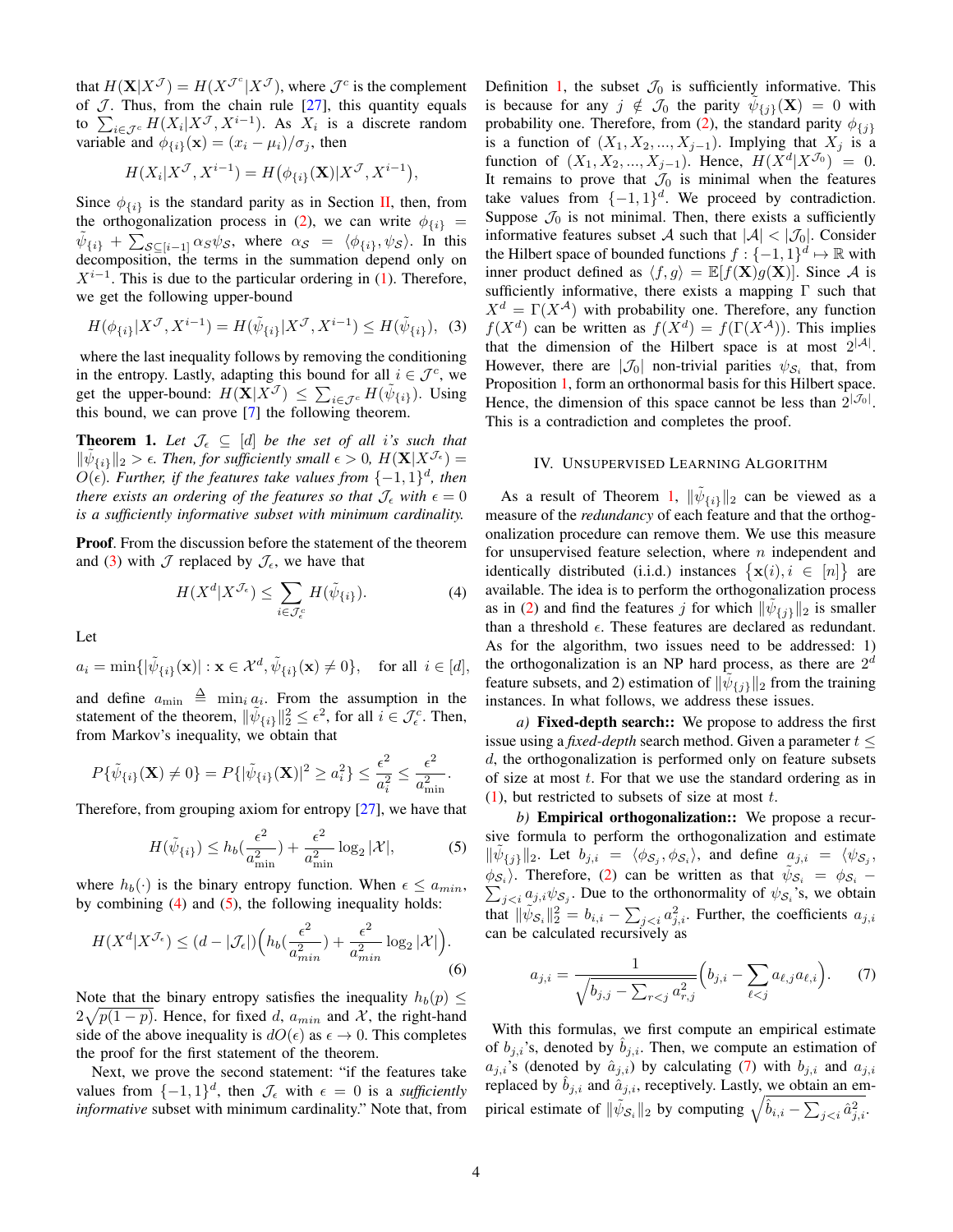that $H(\mathbf{X}|X^{\mathcal{J}}) = H(X^{\mathcal{J}^c}|X^{\mathcal{J}})$, where $\mathcal{J}^c$ is the complement of $\mathcal{J}$. Thus, from the chain rule [27], this quantity equals to $\sum_{i\in\mathcal{J}^c} H(X_i|X^{\mathcal{J}}, X^{i-1})$. As $X_i$ is a discrete random variable and $\phi_{\{i\}}(\mathbf{x}) = (x_i - \mu_i)/\sigma_j$, then

$$H(X_i|X^{\mathcal{J}}, X^{i-1}) = H\big(\phi_{\{i\}}(\mathbf{X})|X^{\mathcal{J}}, X^{i-1}\big),$$

Since $\phi_{\{i\}}$ is the standard parity as in Section II, then, from the orthogonalization process in (2), we can write $\phi_{\{i\}} = \tilde{\psi}_{\{i\}} + \sum_{\mathcal{S}\subseteq[i-1]} \alpha_{\mathcal{S}}\psi_{\mathcal{S}}$, where $\alpha_{\mathcal{S}} = \langle \phi_{\{i\}}, \psi_{\mathcal{S}}\rangle$. In this decomposition, the terms in the summation depend only on $X^{i-1}$. This is due to the particular ordering in (1). Therefore, we get the following upper-bound

$$H(\phi_{\{i\}}|X^{\mathcal{J}}, X^{i-1}) = H(\tilde{\psi}_{\{i\}}|X^{\mathcal{J}}, X^{i-1}) \leq H(\tilde{\psi}_{\{i\}}), \quad (3)$$

where the last inequality follows by removing the conditioning in the entropy. Lastly, adapting this bound for all $i \in \mathcal{J}^c$, we get the upper-bound: $H(\mathbf{X}|X^{\mathcal{J}}) \leq \sum_{i\in\mathcal{J}^c} H(\tilde{\psi}_{\{i\}})$. Using this bound, we can prove [7] the following theorem.

**Theorem 1.** *Let $\mathcal{J}_\epsilon \subseteq [d]$ be the set of all $i$'s such that $\|\tilde{\psi}_{\{i\}}\|_2 > \epsilon$. Then, for sufficiently small $\epsilon > 0$, $H(\mathbf{X}|X^{\mathcal{J}_\epsilon}) = O(\epsilon)$. Further, if the features take values from $\{-1,1\}^d$, then there exists an ordering of the features so that $\mathcal{J}_\epsilon$ with $\epsilon = 0$ is a sufficiently informative subset with minimum cardinality.*

**Proof**. From the discussion before the statement of the theorem and (3) with $\mathcal{J}$ replaced by $\mathcal{J}_\epsilon$, we have that

$$H(X^d|X^{\mathcal{J}_\epsilon}) \leq \sum_{i\in\mathcal{J}_\epsilon^c} H(\tilde{\psi}_{\{i\}}). \quad (4)$$

Let

$$a_i = \min\{|\tilde{\psi}_{\{i\}}(\mathbf{x})| : \mathbf{x} \in \mathcal{X}^d, \tilde{\psi}_{\{i\}}(\mathbf{x}) \neq 0\}, \quad \text{for all } i \in [d],$$

and define $a_{\min} \triangleq \min_i a_i$. From the assumption in the statement of the theorem, $\|\tilde{\psi}_{\{i\}}\|_2^2 \leq \epsilon^2$, for all $i \in \mathcal{J}_\epsilon^c$. Then, from Markov's inequality, we obtain that

$$P\{\tilde{\psi}_{\{i\}}(\mathbf{X}) \neq 0\} = P\{|\tilde{\psi}_{\{i\}}(\mathbf{X})|^2 \geq a_i^2\} \leq \frac{\epsilon^2}{a_i^2} \leq \frac{\epsilon^2}{a_{\min}^2}.$$

Therefore, from grouping axiom for entropy [27], we have that

$$H(\tilde{\psi}_{\{i\}}) \leq h_b(\frac{\epsilon^2}{a_{\min}^2}) + \frac{\epsilon^2}{a_{\min}^2}\log_2|\mathcal{X}|, \quad (5)$$

where $h_b(\cdot)$ is the binary entropy function. When $\epsilon \leq a_{min}$, by combining (4) and (5), the following inequality holds:

$$H(X^d|X^{\mathcal{J}_\epsilon}) \leq (d - |\mathcal{J}_\epsilon|)\Big(h_b(\frac{\epsilon^2}{a_{min}^2}) + \frac{\epsilon^2}{a_{min}^2}\log_2|\mathcal{X}|\Big). \quad (6)$$

Note that the binary entropy satisfies the inequality $h_b(p) \leq 2\sqrt{p(1-p)}$. Hence, for fixed $d$, $a_{min}$ and $\mathcal{X}$, the right-hand side of the above inequality is $dO(\epsilon)$ as $\epsilon \to 0$. This completes the proof for the first statement of the theorem.

Next, we prove the second statement: "if the features take values from $\{-1,1\}^d$, then $\mathcal{J}_\epsilon$ with $\epsilon = 0$ is a *sufficiently informative* subset with minimum cardinality." Note that, from Definition 1, the subset $\mathcal{J}_0$ is sufficiently informative. This is because for any $j \notin \mathcal{J}_0$ the parity $\tilde{\psi}_{\{j\}}(\mathbf{X}) = 0$ with probability one. Therefore, from (2), the standard parity $\phi_{\{j\}}$ is a function of $(X_1, X_2, ..., X_{j-1})$. Implying that $X_j$ is a function of $(X_1, X_2, ..., X_{j-1})$. Hence, $H(X^d|X^{\mathcal{J}_0}) = 0$. It remains to prove that $\mathcal{J}_0$ is minimal when the features take values from $\{-1,1\}^d$. We proceed by contradiction. Suppose $\mathcal{J}_0$ is not minimal. Then, there exists a sufficiently informative features subset $\mathcal{A}$ such that $|\mathcal{A}| < |\mathcal{J}_0|$. Consider the Hilbert space of bounded functions $f : \{-1,1\}^d \mapsto \mathbb{R}$ with inner product defined as $\langle f, g\rangle = \mathbb{E}[f(\mathbf{X})g(\mathbf{X})]$. Since $\mathcal{A}$ is sufficiently informative, there exists a mapping $\Gamma$ such that $X^d = \Gamma(X^{\mathcal{A}})$ with probability one. Therefore, any function $f(X^d)$ can be written as $f(X^d) = f(\Gamma(X^{\mathcal{A}}))$. This implies that the dimension of the Hilbert space is at most $2^{|\mathcal{A}|}$. However, there are $|\mathcal{J}_0|$ non-trivial parities $\psi_{\mathcal{S}_i}$ that, from Proposition 1, form an orthonormal basis for this Hilbert space. Hence, the dimension of this space cannot be less than $2^{|\mathcal{J}_0|}$. This is a contradiction and completes the proof.

## IV. Unsupervised Learning Algorithm

As a result of Theorem 1, $\|\tilde{\psi}_{\{i\}}\|_2$ can be viewed as a measure of the *redundancy* of each feature and that the orthogonalization procedure can remove them. We use this measure for unsupervised feature selection, where $n$ independent and identically distributed (i.i.d.) instances $\{\mathbf{x}(i), i \in [n]\}$ are available. The idea is to perform the orthogonalization process as in (2) and find the features $j$ for which $\|\tilde{\psi}_{\{j\}}\|_2$ is smaller than a threshold $\epsilon$. These features are declared as redundant. As for the algorithm, two issues need to be addressed: 1) the orthogonalization is an NP hard process, as there are $2^d$ feature subsets, and 2) estimation of $\|\tilde{\psi}_{\{j\}}\|_2$ from the training instances. In what follows, we address these issues.

*a)* **Fixed-depth search::** We propose to address the first issue using a *fixed-depth* search method. Given a parameter $t \leq d$, the orthogonalization is performed only on feature subsets of size at most $t$. For that we use the standard ordering as in (1), but restricted to subsets of size at most $t$.

*b)* **Empirical orthogonalization::** We propose a recursive formula to perform the orthogonalization and estimate $\|\tilde{\psi}_{\{j\}}\|_2$. Let $b_{j,i} = \langle \phi_{\mathcal{S}_j}, \phi_{\mathcal{S}_i}\rangle$, and define $a_{j,i} = \langle \psi_{\mathcal{S}_j}, \phi_{\mathcal{S}_i}\rangle$. Therefore, (2) can be written as that $\tilde{\psi}_{\mathcal{S}_i} = \phi_{\mathcal{S}_i} - \sum_{j<i} a_{j,i}\psi_{\mathcal{S}_j}$. Due to the orthonormality of $\psi_{\mathcal{S}_i}$'s, we obtain that $\|\tilde{\psi}_{\mathcal{S}_i}\|_2^2 = b_{i,i} - \sum_{j<i} a_{j,i}^2$. Further, the coefficients $a_{j,i}$ can be calculated recursively as

$$a_{j,i} = \frac{1}{\sqrt{b_{j,j} - \sum_{r<j} a_{r,j}^2}}\Big(b_{j,i} - \sum_{\ell<j} a_{\ell,j}a_{\ell,i}\Big). \quad (7)$$

With this formulas, we first compute an empirical estimate of $b_{j,i}$'s, denoted by $\hat{b}_{j,i}$. Then, we compute an estimation of $a_{j,i}$'s (denoted by $\hat{a}_{j,i}$) by calculating (7) with $b_{j,i}$ and $a_{j,i}$ replaced by $\hat{b}_{j,i}$ and $\hat{a}_{j,i}$, receptively. Lastly, we obtain an empirical estimate of $\|\tilde{\psi}_{\mathcal{S}_i}\|_2$ by computing $\sqrt{\hat{b}_{i,i} - \sum_{j<i}\hat{a}_{j,i}^2}$.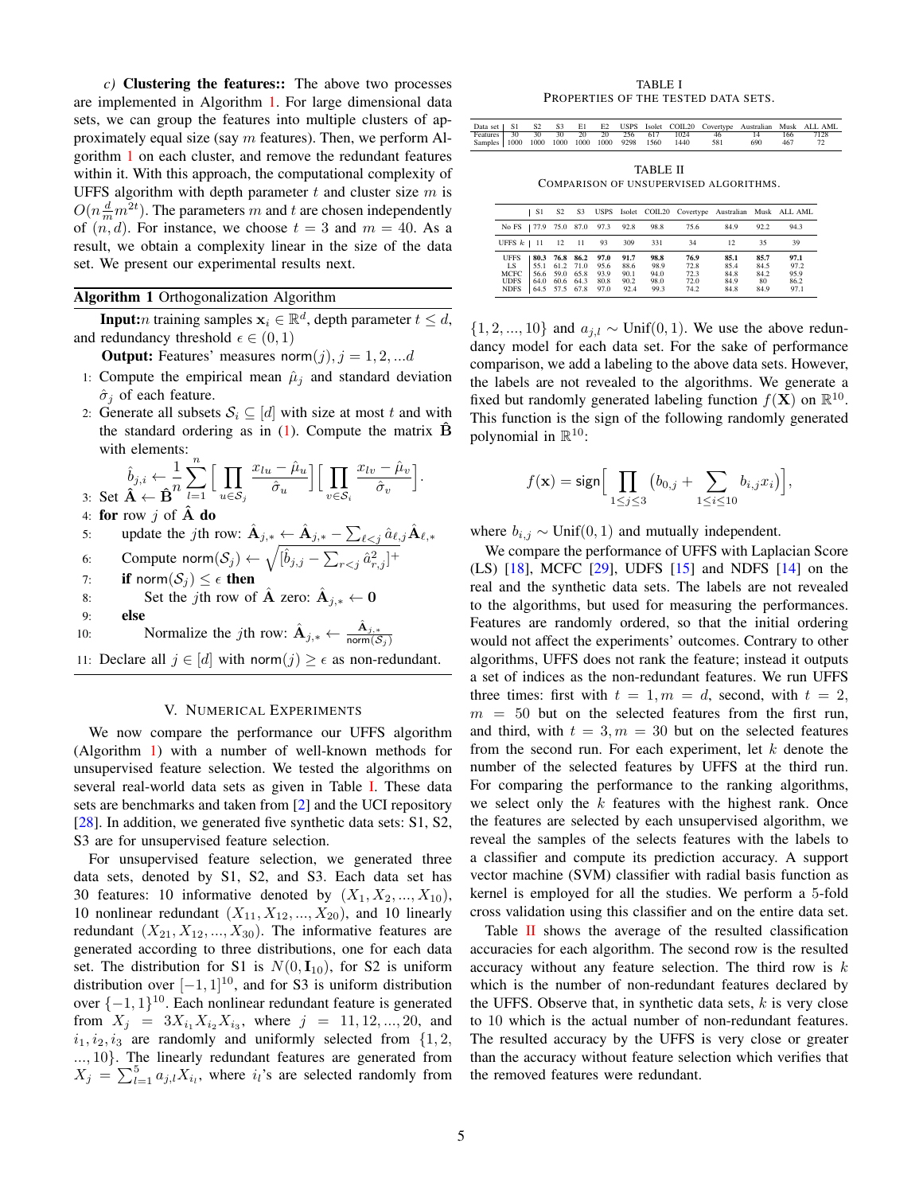*c) Clustering the features::* The above two processes are implemented in Algorithm 1. For large dimensional data sets, we can group the features into multiple clusters of approximately equal size (say $m$ features). Then, we perform Algorithm 1 on each cluster, and remove the redundant features within it. With this approach, the computational complexity of UFFS algorithm with depth parameter $t$ and cluster size $m$ is $O(n\frac{d}{m}m^{2t})$. The parameters $m$ and $t$ are chosen independently of $(n, d)$. For instance, we choose $t = 3$ and $m = 40$. As a result, we obtain a complexity linear in the size of the data set. We present our experimental results next.

**Algorithm 1** Orthogonalization Algorithm

**Input:** $n$ training samples $\mathbf{x}_i \in \mathbb{R}^d$, depth parameter $t \leq d$, and redundancy threshold $\epsilon \in (0, 1)$

**Output:** Features' measures $\mathsf{norm}(j), j = 1, 2, ...d$

1: Compute the empirical mean $\hat{\mu}_j$ and standard deviation $\hat{\sigma}_j$ of each feature.
2: Generate all subsets $\mathcal{S}_i \subseteq [d]$ with size at most $t$ and with the standard ordering as in (1). Compute the matrix $\hat{\mathbf{B}}$ with elements:
$$\hat{b}_{j,i} \leftarrow \frac{1}{n}\sum_{l=1}^{n}\Big[\prod_{u\in\mathcal{S}_j}\frac{x_{lu}-\hat{\mu}_u}{\hat{\sigma}_u}\Big]\Big[\prod_{v\in\mathcal{S}_i}\frac{x_{lv}-\hat{\mu}_v}{\hat{\sigma}_v}\Big].$$
3: Set $\hat{\mathbf{A}} \leftarrow \hat{\mathbf{B}}$
4: **for** row $j$ of $\hat{\mathbf{A}}$ **do**
5: update the $j$th row: $\hat{\mathbf{A}}_{j,*} \leftarrow \hat{\mathbf{A}}_{j,*} - \sum_{\ell<j}\hat{a}_{\ell,j}\hat{\mathbf{A}}_{\ell,*}$
6: Compute $\mathsf{norm}(\mathcal{S}_j) \leftarrow \sqrt{[\hat{b}_{j,j} - \sum_{r<j}\hat{a}^2_{r,j}]^+}$
7: **if** $\mathsf{norm}(\mathcal{S}_j) \leq \epsilon$ **then**
8: Set the $j$th row of $\hat{\mathbf{A}}$ zero: $\hat{\mathbf{A}}_{j,*} \leftarrow \mathbf{0}$
9: **else**
10: Normalize the $j$th row: $\hat{\mathbf{A}}_{j,*} \leftarrow \frac{\hat{\mathbf{A}}_{j,*}}{\mathsf{norm}(\mathcal{S}_j)}$
11: Declare all $j \in [d]$ with $\mathsf{norm}(j) \geq \epsilon$ as non-redundant.

## V. Numerical Experiments

We now compare the performance our UFFS algorithm (Algorithm 1) with a number of well-known methods for unsupervised feature selection. We tested the algorithms on several real-world data sets as given in Table I. These data sets are benchmarks and taken from [2] and the UCI repository [28]. In addition, we generated five synthetic data sets: S1, S2, S3 are for unsupervised feature selection.

For unsupervised feature selection, we generated three data sets, denoted by S1, S2, and S3. Each data set has 30 features: 10 informative denoted by $(X_1, X_2, ..., X_{10})$, 10 nonlinear redundant $(X_{11}, X_{12}, ..., X_{20})$, and 10 linearly redundant $(X_{21}, X_{12}, ..., X_{30})$. The informative features are generated according to three distributions, one for each data set. The distribution for S1 is $N(0, \mathbf{I}_{10})$, for S2 is uniform distribution over $[-1, 1]^{10}$, and for S3 is uniform distribution over $\{-1, 1\}^{10}$. Each nonlinear redundant feature is generated from $X_j = 3X_{i_1}X_{i_2}X_{i_3}$, where $j = 11, 12, ..., 20$, and $i_1, i_2, i_3$ are randomly and uniformly selected from $\{1, 2, ..., 10\}$. The linearly redundant features are generated from $X_j = \sum_{l=1}^{5} a_{j,l}X_{i_l}$, where $i_l$'s are selected randomly from $\{1, 2, ..., 10\}$ and $a_{j,l} \sim \text{Unif}(0, 1)$. We use the above redundancy model for each data set. For the sake of performance comparison, we add a labeling to the above data sets. However, the labels are not revealed to the algorithms. We generate a fixed but randomly generated labeling function $f(\mathbf{X})$ on $\mathbb{R}^{10}$. This function is the sign of the following randomly generated polynomial in $\mathbb{R}^{10}$:

$$f(\mathbf{x}) = \mathsf{sign}\Big[\prod_{1\leq j\leq 3}\big(b_{0,j} + \sum_{1\leq i\leq 10} b_{i,j}x_i\big)\Big],$$

where $b_{i,j} \sim \text{Unif}(0, 1)$ and mutually independent.

We compare the performance of UFFS with Laplacian Score (LS) [18], MCFC [29], UDFS [15] and NDFS [14] on the real and the synthetic data sets. The labels are not revealed to the algorithms, but used for measuring the performances. Features are randomly ordered, so that the initial ordering would not affect the experiments' outcomes. Contrary to other algorithms, UFFS does not rank the feature; instead it outputs a set of indices as the non-redundant features. We run UFFS three times: first with $t = 1, m = d$, second, with $t = 2$, $m = 50$ but on the selected features from the first run, and third, with $t = 3, m = 30$ but on the selected features from the second run. For each experiment, let $k$ denote the number of the selected features by UFFS at the third run. For comparing the performance to the ranking algorithms, we select only the $k$ features with the highest rank. Once the features are selected by each unsupervised algorithm, we reveal the samples of the selects features with the labels to a classifier and compute its prediction accuracy. A support vector machine (SVM) classifier with radial basis function as kernel is employed for all the studies. We perform a 5-fold cross validation using this classifier and on the entire data set.

Table II shows the average of the resulted classification accuracies for each algorithm. The second row is the resulted accuracy without any feature selection. The third row is $k$ which is the number of non-redundant features declared by the UFFS. Observe that, in synthetic data sets, $k$ is very close to 10 which is the actual number of non-redundant features. The resulted accuracy by the UFFS is very close or greater than the accuracy without feature selection which verifies that the removed features were redundant.

TABLE I
Properties of the tested data sets.

| Data set | S1 | S2 | S3 | E1 | E2 | USPS | Isolet | COIL20 | Covertype | Australian | Musk | ALL AML |
|---|---|---|---|---|---|---|---|---|---|---|---|---|
| Features | 30 | 30 | 30 | 20 | 20 | 256 | 617 | 1024 | 46 | 14 | 166 | 7128 |
| Samples | 1000 | 1000 | 1000 | 1000 | 1000 | 9298 | 1560 | 1440 | 581 | 690 | 467 | 72 |

TABLE II
Comparison of unsupervised algorithms.

| | S1 | S2 | S3 | USPS | Isolet | COIL20 | Covertype | Australian | Musk | ALL AML |
|---|---|---|---|---|---|---|---|---|---|---|
| No FS | 77.9 | 75.0 | 87.0 | 97.3 | 92.8 | 98.8 | 75.6 | 84.9 | 92.2 | 94.3 |
| UFFS $k$ | 11 | 12 | 11 | 93 | 309 | 331 | 34 | 12 | 35 | 39 |
| UFFS | **80.3** | **76.8** | **86.2** | **97.0** | **91.7** | **98.8** | **76.9** | **85.1** | **85.7** | **97.1** |
| LS | 55.1 | 61.2 | 71.0 | 95.6 | 88.6 | 98.9 | 72.8 | 85.4 | 84.5 | 97.2 |
| MCFC | 56.6 | 59.0 | 65.8 | 93.9 | 90.1 | 94.0 | 72.3 | 84.8 | 84.2 | 95.9 |
| UDFS | 64.0 | 60.6 | 64.3 | 80.8 | 90.2 | 98.0 | 72.0 | 84.9 | 80 | 86.2 |
| NDFS | 64.5 | 57.5 | 67.8 | 97.0 | 92.4 | 99.3 | 74.2 | 84.8 | 84.9 | 97.1 |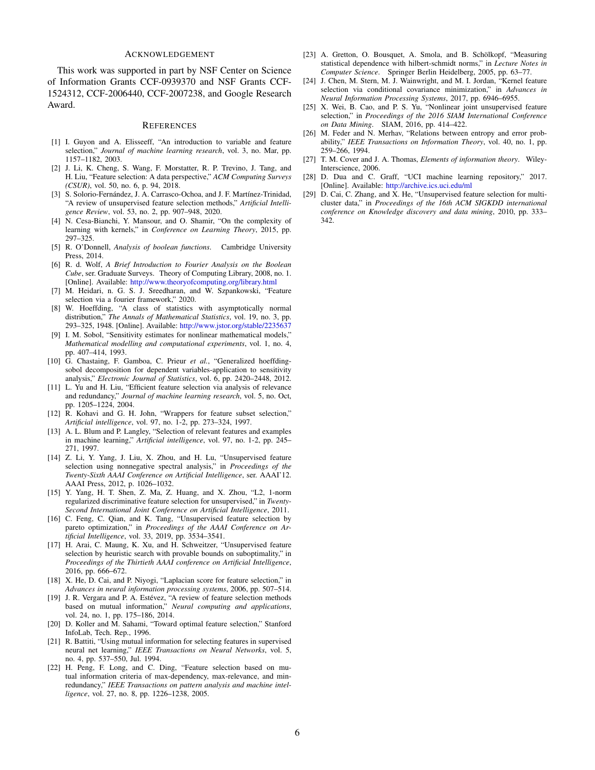## Acknowledgement

This work was supported in part by NSF Center on Science of Information Grants CCF-0939370 and NSF Grants CCF-1524312, CCF-2006440, CCF-2007238, and Google Research Award.

## References

[1] I. Guyon and A. Elisseeff, "An introduction to variable and feature selection," *Journal of machine learning research*, vol. 3, no. Mar, pp. 1157–1182, 2003.

[2] J. Li, K. Cheng, S. Wang, F. Morstatter, R. P. Trevino, J. Tang, and H. Liu, "Feature selection: A data perspective," *ACM Computing Surveys (CSUR)*, vol. 50, no. 6, p. 94, 2018.

[3] S. Solorio-Fernández, J. A. Carrasco-Ochoa, and J. F. Martínez-Trinidad, "A review of unsupervised feature selection methods," *Artificial Intelligence Review*, vol. 53, no. 2, pp. 907–948, 2020.

[4] N. Cesa-Bianchi, Y. Mansour, and O. Shamir, "On the complexity of learning with kernels," in *Conference on Learning Theory*, 2015, pp. 297–325.

[5] R. O'Donnell, *Analysis of boolean functions*. Cambridge University Press, 2014.

[6] R. d. Wolf, *A Brief Introduction to Fourier Analysis on the Boolean Cube*, ser. Graduate Surveys. Theory of Computing Library, 2008, no. 1. [Online]. Available: http://www.theoryofcomputing.org/library.html

[7] M. Heidari, n. G. S. J. Sreedharan, and W. Szpankowski, "Feature selection via a fourier framework," 2020.

[8] W. Hoeffding, "A class of statistics with asymptotically normal distribution," *The Annals of Mathematical Statistics*, vol. 19, no. 3, pp. 293–325, 1948. [Online]. Available: http://www.jstor.org/stable/2235637

[9] I. M. Sobol, "Sensitivity estimates for nonlinear mathematical models," *Mathematical modelling and computational experiments*, vol. 1, no. 4, pp. 407–414, 1993.

[10] G. Chastaing, F. Gamboa, C. Prieur *et al.*, "Generalized hoeffding-sobol decomposition for dependent variables-application to sensitivity analysis," *Electronic Journal of Statistics*, vol. 6, pp. 2420–2448, 2012.

[11] L. Yu and H. Liu, "Efficient feature selection via analysis of relevance and redundancy," *Journal of machine learning research*, vol. 5, no. Oct, pp. 1205–1224, 2004.

[12] R. Kohavi and G. H. John, "Wrappers for feature subset selection," *Artificial intelligence*, vol. 97, no. 1-2, pp. 273–324, 1997.

[13] A. L. Blum and P. Langley, "Selection of relevant features and examples in machine learning," *Artificial intelligence*, vol. 97, no. 1-2, pp. 245–271, 1997.

[14] Z. Li, Y. Yang, J. Liu, X. Zhou, and H. Lu, "Unsupervised feature selection using nonnegative spectral analysis," in *Proceedings of the Twenty-Sixth AAAI Conference on Artificial Intelligence*, ser. AAAI'12. AAAI Press, 2012, p. 1026–1032.

[15] Y. Yang, H. T. Shen, Z. Ma, Z. Huang, and X. Zhou, "L2, 1-norm regularized discriminative feature selection for unsupervised," in *Twenty-Second International Joint Conference on Artificial Intelligence*, 2011.

[16] C. Feng, C. Qian, and K. Tang, "Unsupervised feature selection by pareto optimization," in *Proceedings of the AAAI Conference on Artificial Intelligence*, vol. 33, 2019, pp. 3534–3541.

[17] H. Arai, C. Maung, K. Xu, and H. Schweitzer, "Unsupervised feature selection by heuristic search with provable bounds on suboptimality," in *Proceedings of the Thirtieth AAAI conference on Artificial Intelligence*, 2016, pp. 666–672.

[18] X. He, D. Cai, and P. Niyogi, "Laplacian score for feature selection," in *Advances in neural information processing systems*, 2006, pp. 507–514.

[19] J. R. Vergara and P. A. Estévez, "A review of feature selection methods based on mutual information," *Neural computing and applications*, vol. 24, no. 1, pp. 175–186, 2014.

[20] D. Koller and M. Sahami, "Toward optimal feature selection," Stanford InfoLab, Tech. Rep., 1996.

[21] R. Battiti, "Using mutual information for selecting features in supervised neural net learning," *IEEE Transactions on Neural Networks*, vol. 5, no. 4, pp. 537–550, Jul. 1994.

[22] H. Peng, F. Long, and C. Ding, "Feature selection based on mutual information criteria of max-dependency, max-relevance, and min-redundancy," *IEEE Transactions on pattern analysis and machine intelligence*, vol. 27, no. 8, pp. 1226–1238, 2005.

[23] A. Gretton, O. Bousquet, A. Smola, and B. Schölkopf, "Measuring statistical dependence with hilbert-schmidt norms," in *Lecture Notes in Computer Science*. Springer Berlin Heidelberg, 2005, pp. 63–77.

[24] J. Chen, M. Stern, M. J. Wainwright, and M. I. Jordan, "Kernel feature selection via conditional covariance minimization," in *Advances in Neural Information Processing Systems*, 2017, pp. 6946–6955.

[25] X. Wei, B. Cao, and P. S. Yu, "Nonlinear joint unsupervised feature selection," in *Proceedings of the 2016 SIAM International Conference on Data Mining*. SIAM, 2016, pp. 414–422.

[26] M. Feder and N. Merhav, "Relations between entropy and error probability," *IEEE Transactions on Information Theory*, vol. 40, no. 1, pp. 259–266, 1994.

[27] T. M. Cover and J. A. Thomas, *Elements of information theory*. Wiley-Interscience, 2006.

[28] D. Dua and C. Graff, "UCI machine learning repository," 2017. [Online]. Available: http://archive.ics.uci.edu/ml

[29] D. Cai, C. Zhang, and X. He, "Unsupervised feature selection for multi-cluster data," in *Proceedings of the 16th ACM SIGKDD international conference on Knowledge discovery and data mining*, 2010, pp. 333–342.